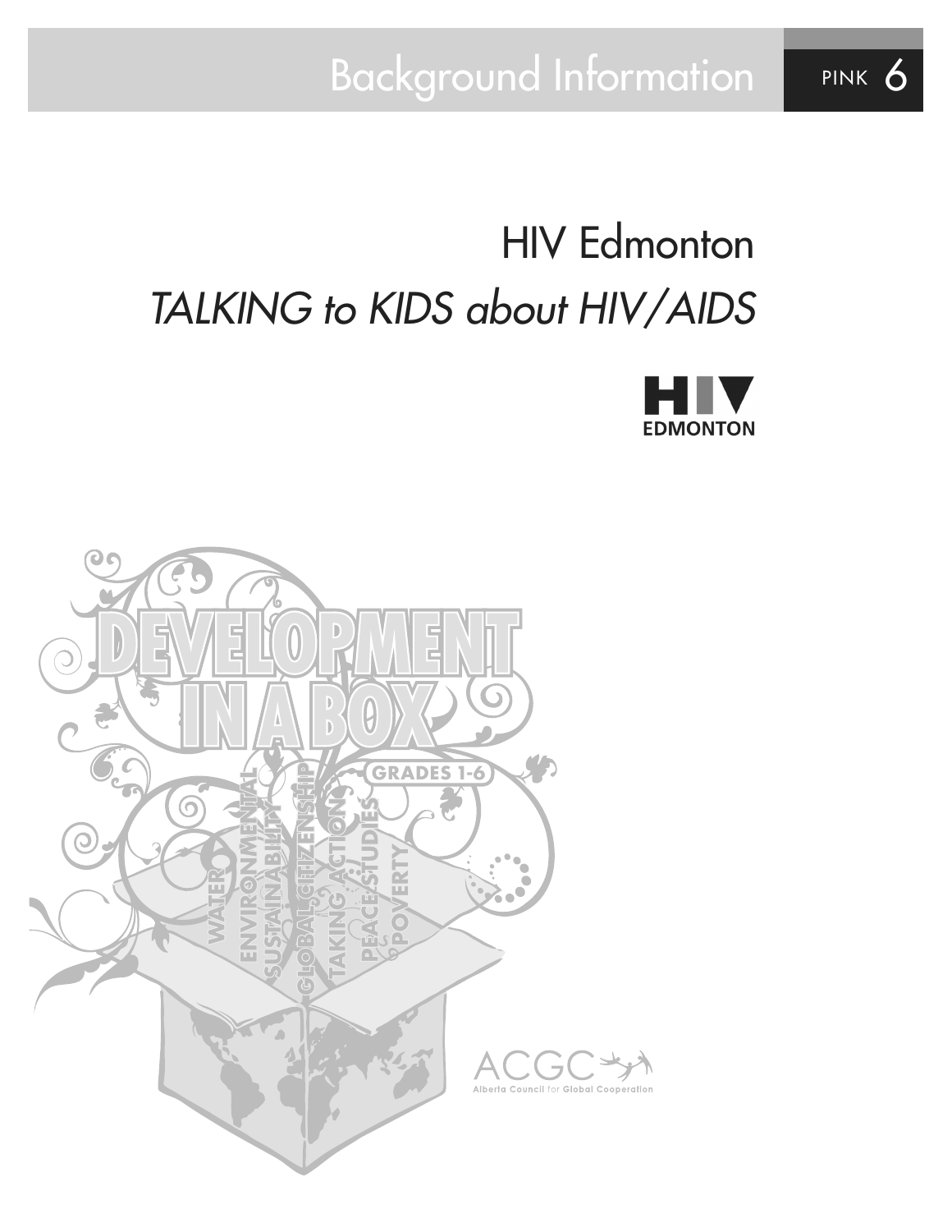# Background Information

PINK 6

## HIV Edmonton

## *TALKING to KIDS about HIV/AIDS*

HIV EDMONTON

DEVELOPMENT IN A BOX

GRADES 1-6

WATER
ENVIRONMENTAL SUSTAINABILITY
GLOBAL CITIZENSHIP
TAKING ACTION
PEACE STUDIES
POVERTY

ACGC
Alberta Council for Global Cooperation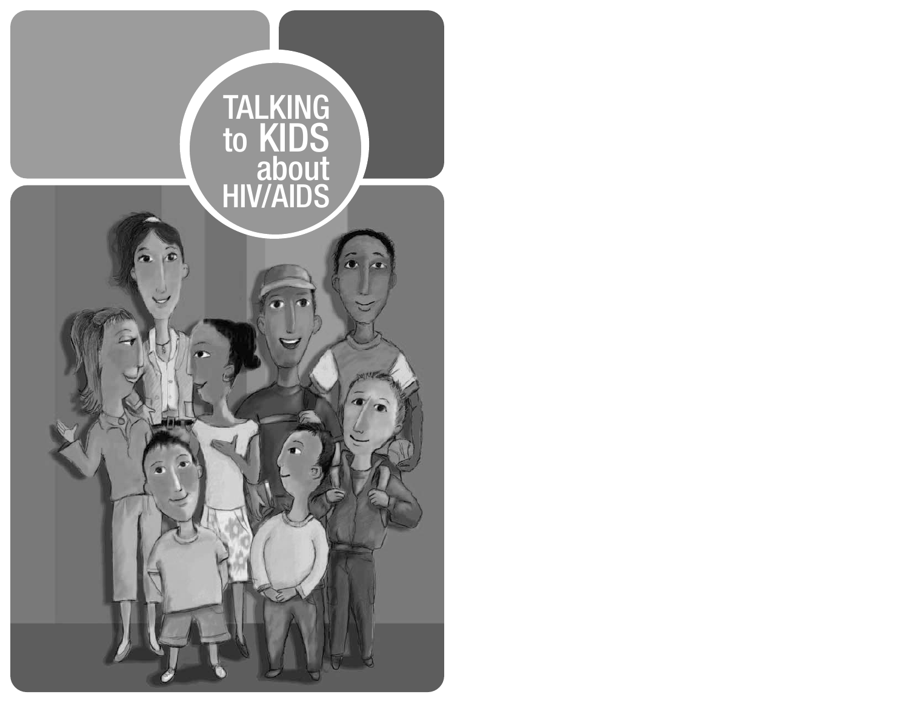# TALKING to KIDS about HIV/AIDS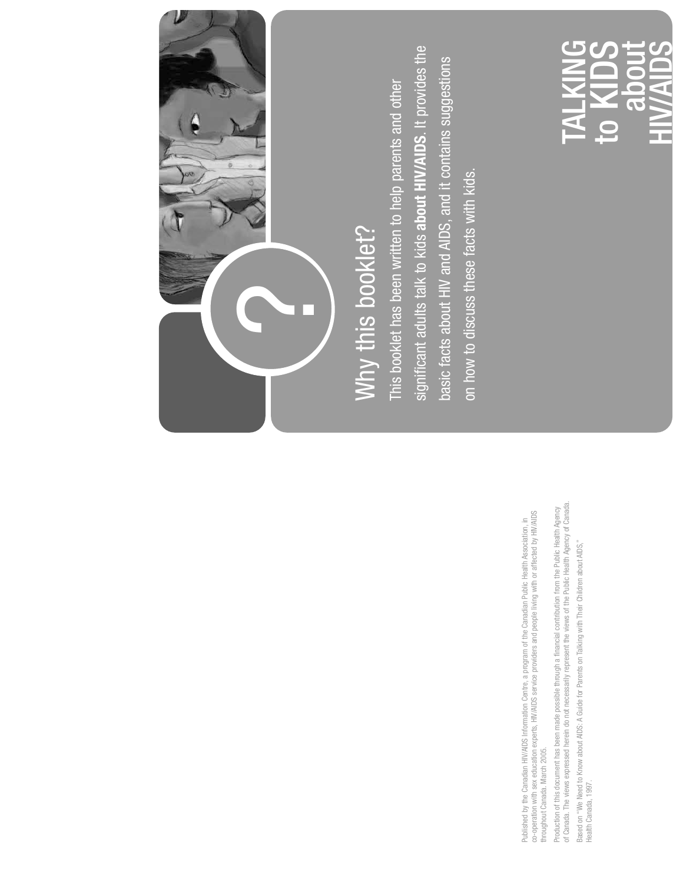# TALKING to KIDS about HIV/AIDS

## Why this booklet?

This booklet has been written to help parents and other significant adults talk to kids **about HIV/AIDS**. It provides the basic facts about HIV and AIDS, and it contains suggestions on how to discuss these facts with kids.

Published by the Canadian HIV/AIDS Information Centre, a program of the Canadian Public Health Association, in co-operation with sex education experts, HIV/AIDS service providers and people living with or affected by HIV/AIDS throughout Canada. March 2005.

Production of this document has been made possible through a financial contribution from the Public Health Agency of Canada. The views expressed herein do not necessarily represent the views of the Public Health Agency of Canada.

Based on "We Need to Know about AIDS: A Guide for Parents on Talking with Their Children about AIDS," Health Canada, 1997.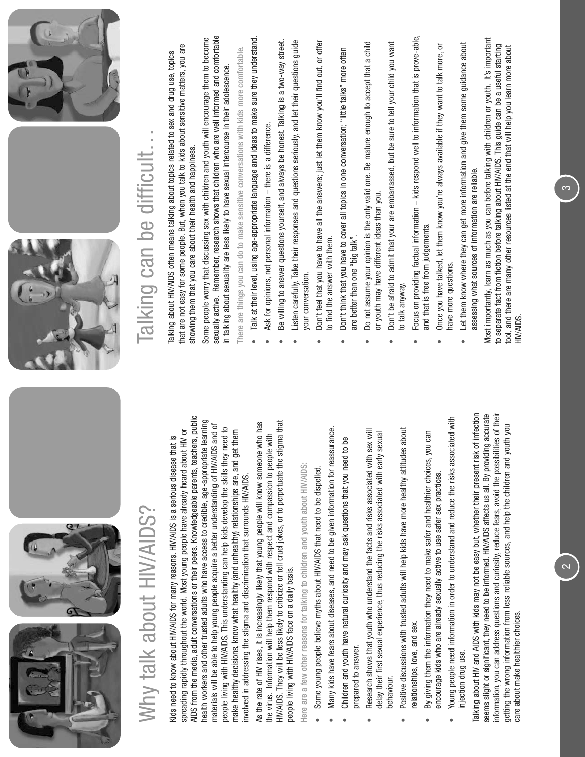# Why talk about HIV/AIDS?

Kids need to know about HIV/AIDS for many reasons. HIV/AIDS is a serious disease that is spreading rapidly throughout the world. Most young people have already heard about HIV or AIDS from the media, adult conversations or their peers. Knowledgeable parents, teachers, public health workers and other trusted adults who have access to credible, age-appropriate learning materials will be able to help young people acquire a better understanding of HIV/AIDS and of people living with HIV/AIDS. This understanding can help kids develop the skills they need to make healthy decisions, know what healthy (and unhealthy) relationships are, and get them involved in addressing the stigma and discrimination that surrounds HIV/AIDS.

As the rate of HIV rises, it is increasingly likely that young people will know someone who has the virus. Information will help them respond with respect and compassion to people with HIV/AIDS. They will be less likely to criticize or tell cruel jokes, or to perpetuate the stigma that people living with HIV/AIDS face on a daily basis.

**Here are a few other reasons for talking to children and youth about HIV/AIDS:**

- Some young people believe myths about HIV/AIDS that need to be dispelled.
- Many kids have fears about diseases, and need to be given information for reassurance.
- Children and youth have natural curiosity and may ask questions that you need to be prepared to answer.
- Research shows that youth who understand the facts and risks associated with sex will delay their first sexual experience, thus reducing the risks associated with early sexual behaviour.
- Positive discussions with trusted adults will help kids have more healthy attitudes about relationships, love, and sex.
- By giving them the information they need to make safer and healthier choices, you can encourage kids who are already sexually active to use safer sex practices.
- Young people need information in order to understand and reduce the risks associated with injection drug use.

Talking about HIV and AIDS with kids may not be easy but, whether their present risk of infection seems slight or significant, they need to be informed. HIV/AIDS affects us all. By providing accurate information, you can address questions and curiosity, reduce fears, avoid the possibilities of their getting the wrong information from less reliable sources, and help the children and youth you care about make healthier choices.

# Talking can be difficult…

Talking about HIV/AIDS often means talking about topics related to sex and drug use, topics that are not easy for some people. But, when you talk to kids about sensitive matters, you are showing them that you care about their health and happiness.

Some people worry that discussing sex with children and youth will encourage them to become sexually active. Remember, research shows that children who are well informed and comfortable in talking about sexuality are less likely to have sexual intercourse in their adolescence.

**There are things you can do to make sensitive conversations with kids more comfortable.**

- Talk at their level, using age-appropriate language and ideas to make sure they understand.
- Ask for opinions, not personal information – there is a difference.
- Be willing to answer questions yourself, and always be honest. Talking is a two-way street.
- Listen carefully. Take their responses and questions seriously, and let their questions guide your conversation.
- Don't feel that you have to have all the answers; just let them know you'll find out, or offer to find the answer with them.
- Don't think that you have to cover all topics in one conversation; "little talks" more often are better than one "big talk".
- Do not assume your opinion is the only valid one. Be mature enough to accept that a child or youth may have different ideas than you.
- Don't be afraid to admit that your are embarrassed, but be sure to tell your child you want to talk anyway.
- Focus on providing factual information – kids respond well to information that is prove-able, and that is free from judgements.
- Once you have talked, let them know you're always available if they want to talk more, or have more questions.
- Let them know where they can get more information and give them some guidance about assessing what sources of information are reliable.

Most importantly, learn as much as you can before talking with children or youth. It's important to separate fact from fiction before talking about HIV/AIDS. This guide can be a useful starting tool, and there are many other resources listed at the end that will help you learn more about HIV/AIDS.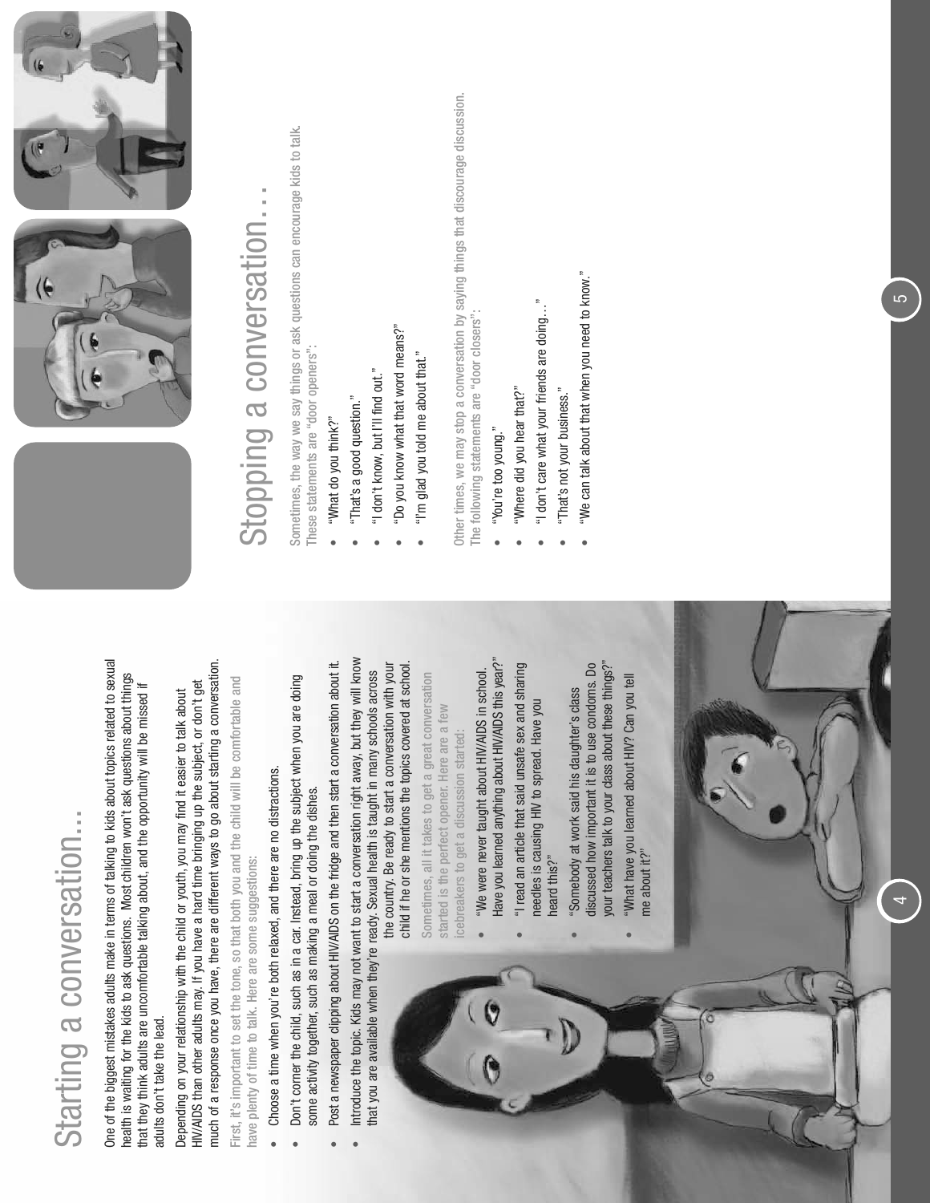# Starting a conversation…

One of the biggest mistakes adults make in terms of talking to kids about topics related to sexual health is waiting for the kids to ask questions. Most children won't ask questions about things that they think adults are uncomfortable talking about, and the opportunity will be missed if adults don't take the lead.

Depending on your relationship with the child or youth, you may find it easier to talk about HIV/AIDS than other adults may. If you have a hard time bringing up the subject, or don't get much of a response once you have, there are different ways to go about starting a conversation.

**First, it's important to set the tone, so that both you and the child will be comfortable and have plenty of time to talk. Here are some suggestions:**

- Choose a time when you're both relaxed, and there are no distractions.
- Don't corner the child, such as in a car. Instead, bring up the subject when you are doing some activity together, such as making a meal or doing the dishes.
- Post a newspaper clipping about HIV/AIDS on the fridge and then start a conversation about it.
- Introduce the topic. Kids may not want to start a conversation right away, but they will know that you are available when they're ready. Sexual health is taught in many schools across the country. Be ready to start a conversation with your child if he or she mentions the topics covered at school.

**Sometimes, all it takes to get a great conversation started is the perfect opener. Here are a few icebreakers to get a discussion started:**

- "We were never taught about HIV/AIDS in school. Have you learned anything about HIV/AIDS this year?"
- "I read an article that said unsafe sex and sharing needles is causing HIV to spread. Have you heard this?"
- "Somebody at work said his daughter's class discussed how important it is to use condoms. Do your teachers talk to your class about these things?"
- "What have you learned about HIV? Can you tell me about it?"

# Stopping a conversation…

**Sometimes, the way we say things or ask questions can encourage kids to talk. These statements are "door openers":**

- "What do you think?"
- "That's a good question."
- "I don't know, but I'll find out."
- "Do you know what that word means?"
- "I'm glad you told me about that."

**Other times, we may stop a conversation by saying things that discourage discussion. The following statements are "door closers":**

- "You're too young."
- "Where did you hear that?"
- "I don't care what your friends are doing…"
- "That's not your business."
- "We can talk about that when you need to know."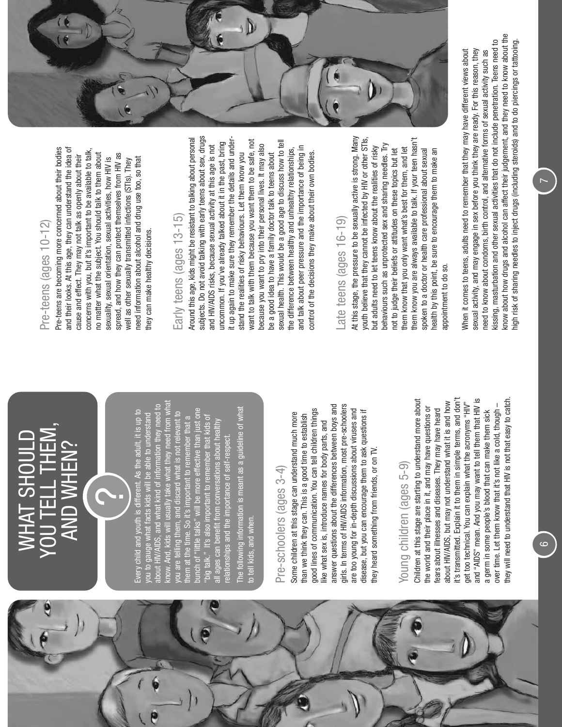# WHAT SHOULD YOU TELL THEM, AND WHEN?

Every child and youth is different. As the adult, it is up to you to gauge what facts kids will be able to understand about HIV/AIDS, and what kind of information they need to know. And, kids will usually take what they need from what you are telling them, and discard what is not relevant to them at the time. So it's important to remember that a bunch of "little talks" will be more effective than just one "big talk." It's also important to remember that kids of all ages can benefit from conversations about healthy relationships and the importance of self-respect.

The following information is meant as a guideline of what to tell kids, and when.

## Pre-schoolers (ages 3-4)

Some children at this stage can understand much more than we think they can. This is a good time to establish good lines of communication. You can tell children things like what sex is, introduce names for body parts, and answer questions about the differences between boys and girls. In terms of HIV/AIDS information, most pre-schoolers are too young for in-depth discussions about viruses and disease, but you can encourage them to ask questions if they heard something from friends, or on TV.

## Young children (ages 5-9)

Children at this stage are starting to understand more about the world and their place in it, and may have questions or fears about illnesses and diseases. They may have heard about HIV/AIDS, but may not understand what it is and how it's transmitted. Explain it to them in simple terms, and don't get too technical. You can explain what the acronyms "HIV" and "AIDS" mean. And you may want to tell them that HIV is a germ in some people's blood that can make them sick over time. Let them know that it's not like a cold, though – they will need to understand that HIV is not that easy to catch.

## Pre-teens (ages 10-12)

Pre-teens are becoming more concerned about their bodies and their looks. At this age, they can understand the idea of cause and effect. They may not talk as openly about their concerns with you, but it's important to be available to talk, no matter what the subject. You should talk to them about sexuality, sexual orientation, sexual activities, how HIV is spread, and how they can protect themselves from HIV as well as other sexually transmitted infections (STIs). They need information about alcohol and drug use too, so that they can make healthy decisions.

## Early teens (ages 13-15)

Around this age, kids might be resistant to talking about personal subjects. Do not avoid talking with early teens about sex, drugs and HIV/AIDS risks, because sexual activity at this age is not uncommon. If you've already talked about it in the past, bring it up again to make sure they remember the details and understand the realities of risky behaviours. Let them know you want to talk with them because you want them to be safe, not because you want to pry into their personal lives. It may also be a good idea to have a family doctor talk to teens about sexual health. This would be a good age to discuss how to tell the difference between healthy and unhealthy relationships, and talk about peer pressure and the importance of being in control of the decisions they make about their own bodies.

## Late teens (ages 16-19)

At this stage, the pressure to be sexually active is strong. Many youth believe that they cannot be infected by HIV or other STIs, but adults need to let teens know about the realities of risky behaviours such as unprotected sex and sharing needles. Try not to judge their beliefs or attitudes on these topics but let them know that you only want what's best for them, and let them know you are always available to talk. If your teen hasn't spoken to a doctor or health care professional about sexual health by this point, be sure to encourage them to make an appointment to do so.

When it comes to teens, adults need to remember that they may have different views about sexual activity, and may engage in sex before you think they are ready. For this reason, they need to know about condoms, birth control, and alternative forms of sexual activity such as kissing, masturbation and other sexual activities that do not include penetration. Teens need to know about how drugs and alcohol can affect their judgement, and they need to know about the high risk of sharing needles to inject drugs (including steroids) and to do piercings or tattooing.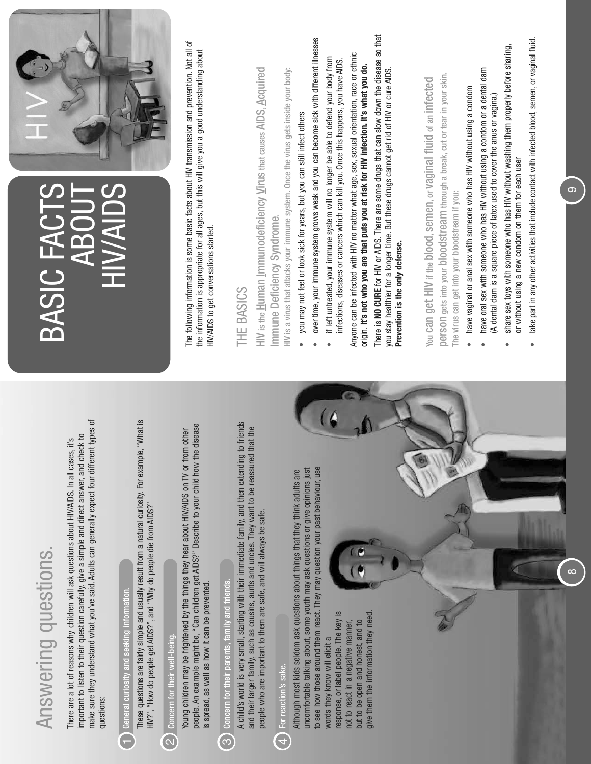# Answering questions.

There are a lot of reasons why children will ask questions about HIV/AIDS. In all cases, it's important to listen to their question carefully, give a simple and direct answer, and check to make sure they understand what you've said. Adults can generally expect four different types of questions:

### 1 General curiosity and seeking information.

These questions are fairly simple and usually result from a natural curiosity. For example, "What is HIV?", "How do people get AIDS?", and "Why do people die from AIDS?"

### 2 Concern for their well-being.

Young children may be frightened by the things they hear about HIV/AIDS on TV or from other people. An example might be. "Can children get AIDS?" Describe to your child how the disease is spread, as well as how it can be prevented.

### 3 Concern for their parents, family and friends.

A child's world is very small, starting with their immediate family, and then extending to friends and their larger family, such as cousins, aunts and uncles. They want to be reassured that the people who are important to them are safe, and will always be safe.

### 4 For reaction's sake.

Although most kids seldom ask questions about things that they think adults are uncomfortable talking about, some youth may ask questions or give opinions just to see how those around them react. They may question your past behaviour, use words they know will elicit a response, or label people. The key is not to react in a negative manner, but to be open and honest, and to give them the information they need.

# BASIC FACTS ABOUT HIV/AIDS

The following information is some basic facts about HIV transmission and prevention. Not all of the information is appropriate for all ages, but this will give you a good understanding about HIV/AIDS to get conversations started.

## THE BASICS

**HIV** is the **H**uman **I**mmunodeficiency **V**irus that causes **AIDS**, **A**cquired **I**mmune **D**eficiency **S**yndrome.

HIV is a virus that attacks your immune system. Once the virus gets inside your body:

- you may not feel or look sick for years, but you can still infect others
- over time, your immune system grows weak and you can become sick with different illnesses
- if left untreated, your immune system will no longer be able to defend your body from infections, diseases or cancers which can kill you. Once this happens, you have AIDS.

Anyone can be infected with HIV no matter what age, sex, sexual orientation, race or ethnic origin. **It's not who you are that puts you at risk for HIV infection. It's what you do.**

There is **NO CURE** for HIV or AIDS. There are some drugs that can slow down the disease so that you stay healthier for a longer time. But these drugs cannot get rid of HIV or cure AIDS. **Prevention is the only defense.**

You **can get HIV** if the **blood**, **semen**, or **vaginal fluid** of an **infected person** gets into your **bloodstream** through a break, cut or tear in your skin.

The virus can get into your bloodstream if you:

- have vaginal or anal sex with someone who has HIV without using a condom
- have oral sex with someone who has HIV without using a condom or a dental dam (A dental dam is a square piece of latex used to cover the anus or vagina.)
- share sex toys with someone who has HIV without washing them properly before sharing, or without using a new condom on them for each user
- take part in any other activities that include contact with infected blood, semen, or vaginal fluid.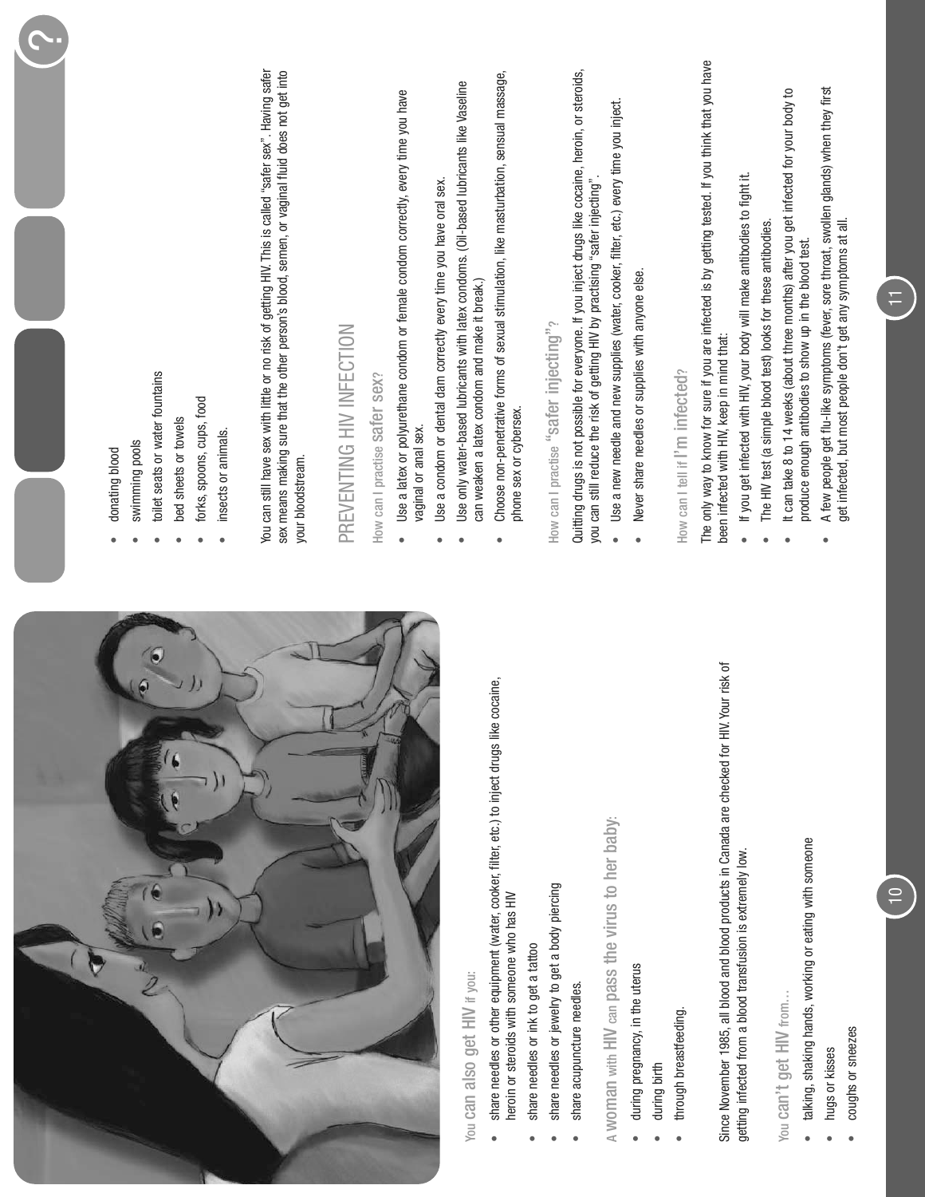You **can also get HIV** if you:

- share needles or other equipment (water, cooker, filter, etc.) to inject drugs like cocaine, heroin or steroids with someone who has HIV
- share needles or ink to get a tattoo
- share needles or jewelry to get a body piercing
- share acupuncture needles.

A **woman** with **HIV** can **pass the virus to her baby**:

- during pregnancy, in the uterus
- during birth
- through breastfeeding.

Since November 1985, all blood and blood products in Canada are checked for HIV. Your risk of getting infected from a blood transfusion is extremely low.

You **can't get HIV** from…

- talking, shaking hands, working or eating with someone
- hugs or kisses
- coughs or sneezes
- donating blood
- swimming pools
- toilet seats or water fountains
- bed sheets or towels
- forks, spoons, cups, food
- insects or animals.

You can still have sex with little or no risk of getting HIV. This is called "safer sex". Having safer sex means making sure that the other person's blood, semen, or vaginal fluid does not get into your bloodstream.

## PREVENTING HIV INFECTION

### How can I practise **safer sex**?

- Use a latex or polyurethane condom or female condom correctly, every time you have vaginal or anal sex.
- Use a condom or dental dam correctly every time you have oral sex.
- Use only water-based lubricants with latex condoms. (Oil-based lubricants like Vaseline can weaken a latex condom and make it break.)
- Choose non-penetrative forms of sexual stimulation, like masturbation, sensual massage, phone sex or cybersex.

### How can I practise **"safer injecting"**?

Quitting drugs is not possible for everyone. If you inject drugs like cocaine, heroin, or steroids, you can still reduce the risk of getting HIV by practising "safer injecting".

- Use a new needle and new supplies (water, cooker, filter, etc.) every time you inject.
- Never share needles or supplies with anyone else.

### How can I tell if **I'm infected**?

The only way to know for sure if you are infected is by getting tested. If you think that you have been infected with HIV, keep in mind that:

- If you get infected with HIV, your body will make antibodies to fight it.
- The HIV test (a simple blood test) looks for these antibodies.
- It can take 8 to 14 weeks (about three months) after you get infected for your body to produce enough antibodies to show up in the blood test.
- A few people get flu-like symptoms (fever, sore throat, swollen glands) when they first get infected, but most people don't get any symptoms at all.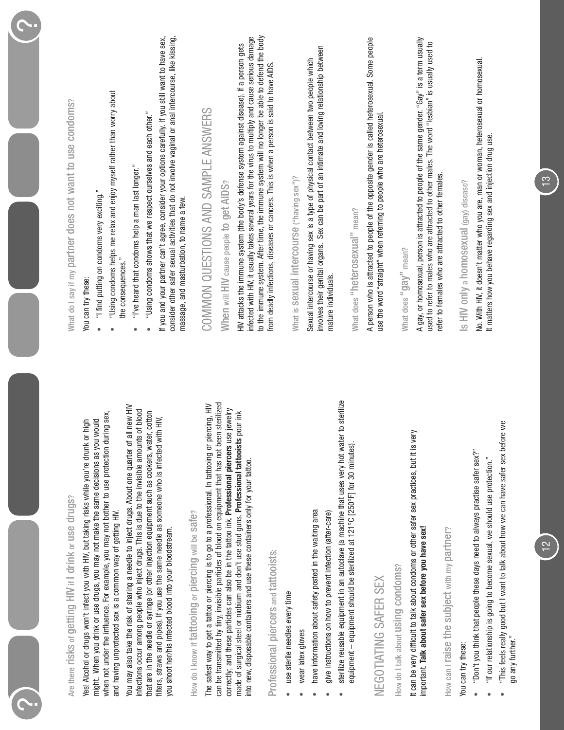### Are there risks of getting HIV if I drink or use drugs?

Yes! Alcohol or drugs won't infect you with HIV, but taking risks while you're drunk or high might. When you drink or use drugs, you may not make the same decisions as you would when not under the influence. For example, you may not bother to use protection during sex, and having unprotected sex is a common way of getting HIV.

You may also take the risk of sharing a needle to inject drugs. About one quarter of all new HIV infections occur among people who inject drugs. This is due to the invisible amounts of blood that are in the needle or syringe (or other injection equipment such as cookers, water, cotton filters, straws and pipes). If you use the same needle as someone who is infected with HIV, you shoot her/his infected blood into your bloodstream.

### How do I know if tattooing or piercing will be safe?

The safest way to get a tattoo or piercing is to go to a professional. In tattooing or piercing, HIV can be transmitted by tiny, invisible particles of blood on equipment that has not been sterilized correctly; and these particles can also be in the tattoo ink. **Professional piercers** use jewelry made of surgical steel or niobium and don't use stud guns. **Professional tattooists** pour ink into new, disposable containers and use these containers only for your tattoo.

### Professional piercers and tattooists:

- use sterile needles every time
- wear latex gloves
- have information about safety posted in the waiting area
- give instructions on how to prevent infection (after-care)
- sterilize reusable equipment in an autoclave (a machine that uses very hot water to sterilize equipment – equipment should be sterilized at 121°C [250°F] for 30 minutes).

## NEGOTIATING SAFER SEX

### How do I talk about using condoms?

It can be very difficult to talk about condoms or other safer sex practices, but it is very important. **Talk about safer sex before you have sex!**

### How can I raise the subject with my partner?

You can try these:

- "Don't you think that people these days need to always practise safer sex?"
- "If our relationship is going to become sexual, we should use protection."
- "This feels really good but I want to talk about how we can have safer sex before we go any further."

### What do I say if my partner does not want to use condoms?

You can try these:

- "I find putting on condoms very exciting."
- "Using condoms helps me relax and enjoy myself rather than worry about the consequences."
- "I've heard that condoms help a man last longer."
- "Using condoms shows that we respect ourselves and each other."

If you and your partner can't agree, consider your options carefully. If you still want to have sex, consider other safer sexual activities that do not involve vaginal or anal intercourse, like kissing, massage, and masturbation, to name a few.

## COMMON QUESTIONS AND SAMPLE ANSWERS

### When will HIV cause people to get AIDS?

HIV attacks the immune system (the body's defense system against disease). If a person gets infected with HIV, it usually takes several years for the virus to multiply and cause serious damage to the immune system. After time, the immune system will no longer be able to defend the body from deadly infections, diseases or cancers. This is when a person is said to have AIDS.

### What is sexual intercourse ("having sex")?

Sexual intercourse or having sex is a type of physical contact between two people which involves their genital organs. Sex can be part of an intimate and loving relationship between mature individuals.

### What does "heterosexual" mean?

A person who is attracted to people of the opposite gender is called heterosexual. Some people use the word "straight" when referring to people who are heterosexual.

### What does "gay" mean?

A gay, or homosexual, person is attracted to people of the same gender. "Gay" is a term usually used to refer to males who are attracted to other males. The word "lesbian" is usually used to refer to females who are attracted to other females.

### Is HIV only a homosexual (gay) disease?

No. With HIV, it doesn't matter who you are, man or woman, heterosexual or homosexual. It matters how you behave regarding sex and injection drug use.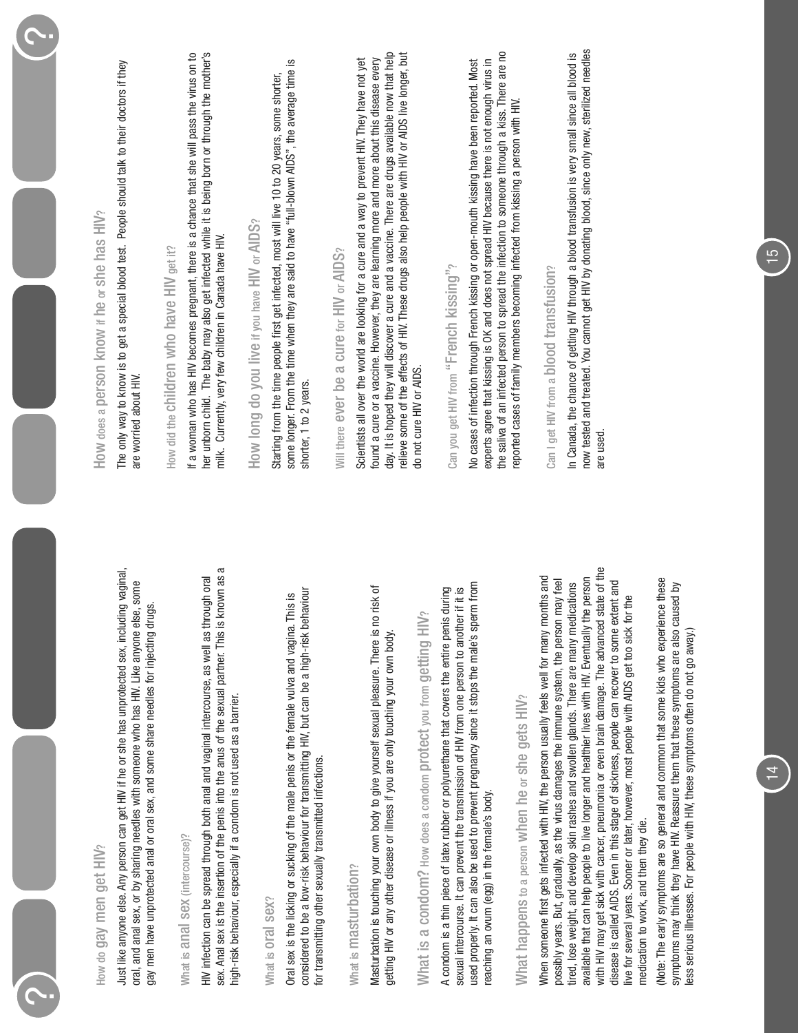## How do gay men get HIV?

Just like anyone else. Any person can get HIV if he or she has unprotected sex, including vaginal, oral, and anal sex, or by sharing needles with someone who has HIV. Like anyone else, some gay men have unprotected anal or oral sex, and some share needles for injecting drugs.

### What is anal sex (intercourse)?

HIV infection can be spread through both anal and vaginal intercourse, as well as through oral sex. Anal sex is the insertion of the penis into the anus of the sexual partner. This is known as a high-risk behaviour, especially if a condom is not used as a barrier.

### What is oral sex?

Oral sex is the licking or sucking of the male penis or the female vulva and vagina. This is considered to be a low-risk behaviour for transmitting HIV, but can be a high-risk behaviour for transmitting other sexually transmitted infections.

### What is masturbation?

Masturbation is touching your own body to give yourself sexual pleasure. There is no risk of getting HIV or any other disease or illness if you are only touching your own body.

## What is a condom? How does a condom protect you from getting HIV?

A condom is a thin piece of latex rubber or polyurethane that covers the entire penis during sexual intercourse. It can prevent the transmission of HIV from one person to another if it is used properly. It can also be used to prevent pregnancy since it stops the male's sperm from reaching an ovum (egg) in the female's body.

## What happens to a person when he or she gets HIV?

When someone first gets infected with HIV, the person usually feels well for many months and possibly years. But, gradually, as the virus damages the immune system, the person may feel tired, lose weight, and develop skin rashes and swollen glands. There are many medications available that can help people to live longer and healthier lives with HIV. Eventually the person with HIV may get sick with cancer, pneumonia or even brain damage. The advanced state of the disease is called AIDS. Even in this stage of sickness, people can recover to some extent and live for several years. Sooner or later, however, most people with AIDS get too sick for the medication to work, and then they die.

(Note: The early symptoms are so general and common that some kids who experience these symptoms may think they have HIV. Reassure them that these symptoms are also caused by less serious illnesses. For people with HIV, these symptoms often do not go away.)

## How does a person know if he or she has HIV?

The only way to know is to get a special blood test. People should talk to their doctors if they are worried about HIV.

### How did the children who have HIV get it?

If a woman who has HIV becomes pregnant, there is a chance that she will pass the virus on to her unborn child. The baby may also get infected while it is being born or through the mother's milk. Currently, very few children in Canada have HIV.

## How long do you live if you have HIV or AIDS?

Starting from the time people first get infected, most will live 10 to 20 years, some shorter, some longer. From the time when they are said to have "full-blown AIDS", the average time is shorter, 1 to 2 years.

### Will there ever be a cure for HIV or AIDS?

Scientists all over the world are looking for a cure and a way to prevent HIV. They have not yet found a cure or a vaccine. However, they are learning more and more about this disease every day. It is hoped they will discover a cure and a vaccine. There are drugs available now that help relieve some of the effects of HIV. These drugs also help people with HIV or AIDS live longer, but do not cure HIV or AIDS.

### Can you get HIV from "French kissing"?

No cases of infection through French kissing or open-mouth kissing have been reported. Most experts agree that kissing is OK and does not spread HIV because there is not enough virus in the saliva of an infected person to spread the infection to someone through a kiss. There are no reported cases of family members becoming infected from kissing a person with HIV.

### Can I get HIV from a blood transfusion?

In Canada, the chance of getting HIV through a blood transfusion is very small since all blood is now tested and treated. You cannot get HIV by donating blood, since only new, sterilized needles are used.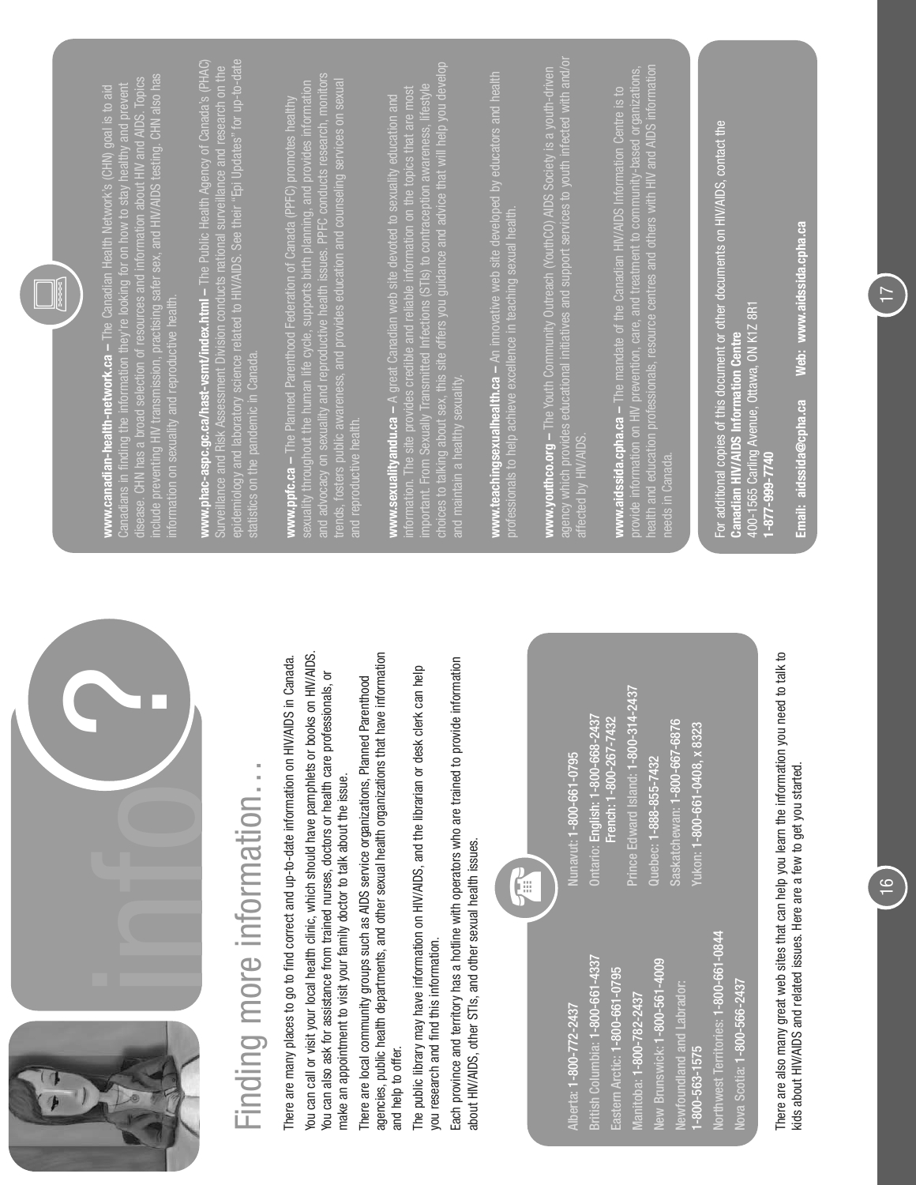# Finding more information…

There are many places to go to find correct and up-to-date information on HIV/AIDS in Canada.

You can call or visit your local health clinic, which should have pamphlets or books on HIV/AIDS. You can also ask for assistance from trained nurses, doctors or health care professionals, or make an appointment to visit your family doctor to talk about the issue.

There are local community groups such as AIDS service organizations, Planned Parenthood agencies, public health departments, and other sexual health organizations that have information and help to offer.

The public library may have information on HIV/AIDS, and the librarian or desk clerk can help you research and find this information.

Each province and territory has a hotline with operators who are trained to provide information about HIV/AIDS, other STIs, and other sexual health issues.

Alberta: 1-800-772-2437
British Columbia: 1-800-661-4337
Eastern Arctic: 1-800-661-0795
Manitoba: 1-800-782-2437
New Brunswick: 1-800-561-4009
Newfoundland and Labrador: 1-800-563-1575
Northwest Territories: 1-800-661-0844
Nova Scotia: 1-800-566-2437
Nunavut: 1-800-661-0795
Ontario: English: 1-800-668-2437
French: 1-800-267-7432
Prince Edward Island: 1-800-314-2437
Quebec: 1-888-855-7432
Saskatchewan: 1-800-667-6876
Yukon: 1-800-661-0408, x 8323

There are also many great web sites that can help you learn the information you need to talk to kids about HIV/AIDS and related issues. Here are a few to get you started.

**www.canadian-health-network.ca –** The Canadian Health Network's (CHN) goal is to aid Canadians in finding the information they're looking for on how to stay healthy and prevent disease. CHN has a broad selection of resources and information about HIV and AIDS. Topics include preventing HIV transmission, practising safer sex, and HIV/AIDS testing. CHN also has information on sexuality and reproductive health.

**www.phac-aspc.gc.ca/hast-vsmt/index.html –** The Public Health Agency of Canada's (PHAC) Surveillance and Risk Assessment Division conducts national surveillance and research on the epidemiology and laboratory science related to HIV/AIDS. See their "Epi Updates" for up-to-date statistics on the pandemic in Canada.

**www.ppfc.ca –** The Planned Parenthood Federation of Canada (PPFC) promotes healthy sexuality throughout the human life cycle, supports birth planning, and provides information and advocacy on sexuality and reproductive health issues. PPFC conducts research, monitors trends, fosters public awareness, and provides education and counseling services on sexual and reproductive health.

**www.sexualityandu.ca –** A great Canadian web site devoted to sexuality education and information. The site provides credible and reliable information on the topics that are most important. From Sexually Transmitted Infections (STIs) to contraception awareness, lifestyle choices to talking about sex, this site offers you guidance and advice that will help you develop and maintain a healthy sexuality.

**www.teachingsexualhealth.ca –** An innovative web site developed by educators and health professionals to help achieve excellence in teaching sexual health.

**www.youthco.org –** The Youth Community Outreach (YouthCO) AIDS Society is a youth-driven agency which provides educational initiatives and support services to youth infected with and/or affected by HIV/AIDS.

**www.aidssida.cpha.ca –** The mandate of the Canadian HIV/AIDS Information Centre is to provide information on HIV prevention, care, and treatment to community-based organizations, health and education professionals, resource centres and others with HIV and AIDS information needs in Canada.

For additional copies of this document or other documents on HIV/AIDS, contact the
**Canadian HIV/AIDS Information Centre**
400-1565 Carling Avenue, Ottawa, ON K1Z 8R1
**1-877-999-7740**

**Email: aidssida@cpha.ca Web: www.aidssida.cpha.ca**